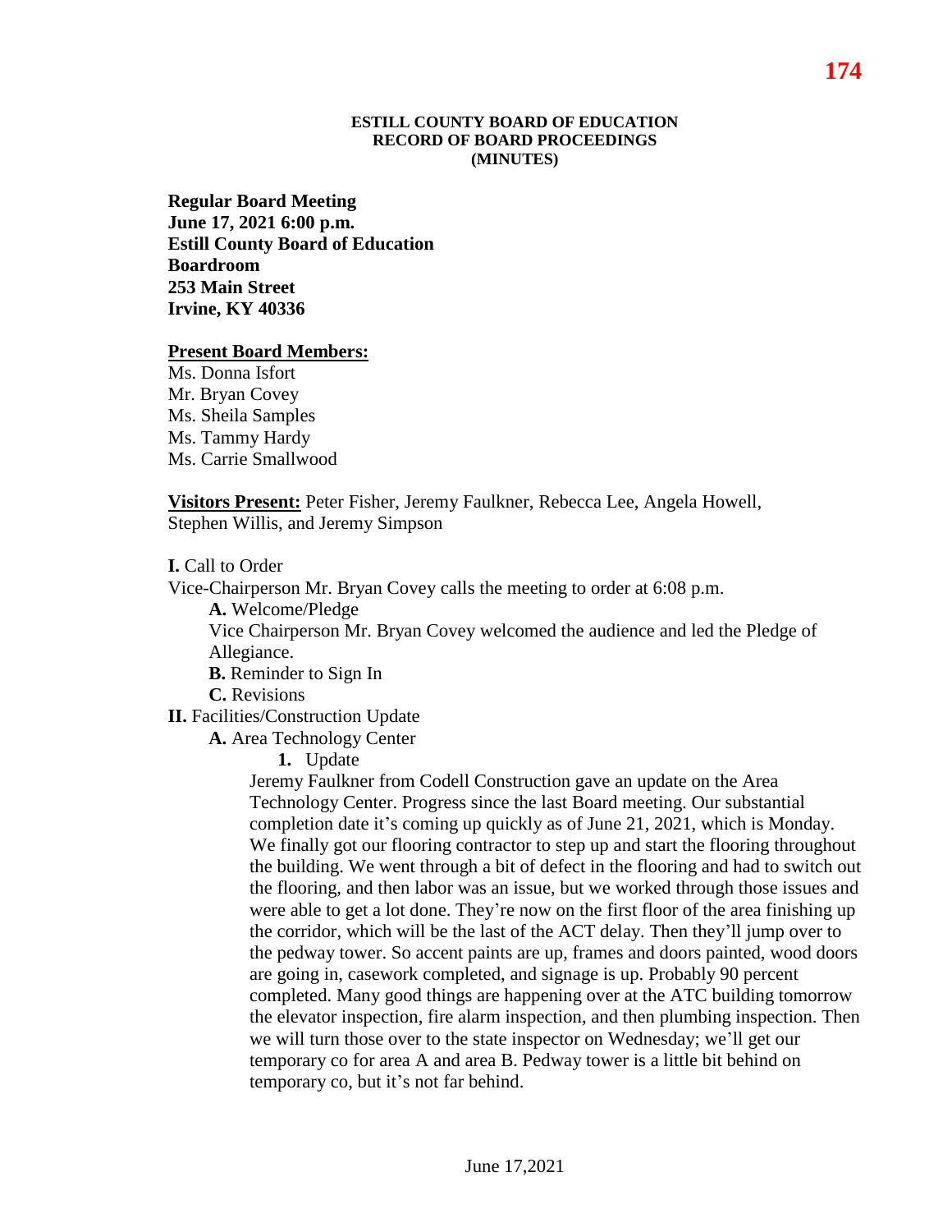**ESTILL COUNTY BOARD OF EDUCATION**
**RECORD OF BOARD PROCEEDINGS**
**(MINUTES)**

**Regular Board Meeting**
**June 17, 2021 6:00 p.m.**
**Estill County Board of Education**
**Boardroom**
**253 Main Street**
**Irvine, KY 40336**

**Present Board Members:**

Ms. Donna Isfort
Mr. Bryan Covey
Ms. Sheila Samples
Ms. Tammy Hardy
Ms. Carrie Smallwood

**Visitors Present:** Peter Fisher, Jeremy Faulkner, Rebecca Lee, Angela Howell, Stephen Willis, and Jeremy Simpson

**I.** Call to Order

Vice-Chairperson Mr. Bryan Covey calls the meeting to order at 6:08 p.m.

**A.** Welcome/Pledge

Vice Chairperson Mr. Bryan Covey welcomed the audience and led the Pledge of Allegiance.

**B.** Reminder to Sign In

**C.** Revisions

**II.** Facilities/Construction Update

**A.** Area Technology Center

**1.** Update

Jeremy Faulkner from Codell Construction gave an update on the Area Technology Center. Progress since the last Board meeting. Our substantial completion date it's coming up quickly as of June 21, 2021, which is Monday. We finally got our flooring contractor to step up and start the flooring throughout the building. We went through a bit of defect in the flooring and had to switch out the flooring, and then labor was an issue, but we worked through those issues and were able to get a lot done. They're now on the first floor of the area finishing up the corridor, which will be the last of the ACT delay. Then they'll jump over to the pedway tower. So accent paints are up, frames and doors painted, wood doors are going in, casework completed, and signage is up. Probably 90 percent completed. Many good things are happening over at the ATC building tomorrow the elevator inspection, fire alarm inspection, and then plumbing inspection. Then we will turn those over to the state inspector on Wednesday; we'll get our temporary co for area A and area B. Pedway tower is a little bit behind on temporary co, but it's not far behind.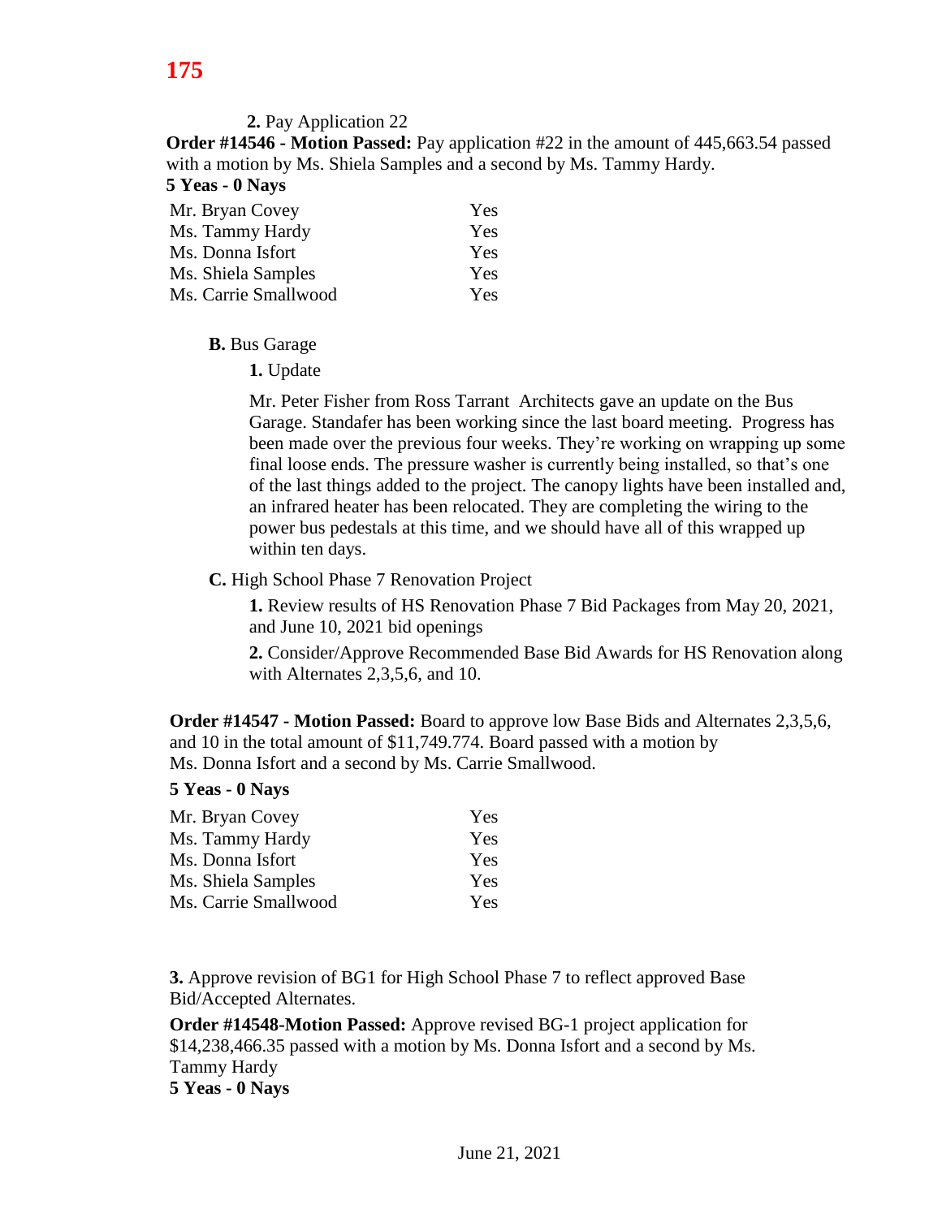**2.** Pay Application 22

**Order #14546 - Motion Passed:** Pay application #22 in the amount of 445,663.54 passed with a motion by Ms. Shiela Samples and a second by Ms. Tammy Hardy.

**5 Yeas - 0 Nays**

| | |
|---|---|
| Mr. Bryan Covey | Yes |
| Ms. Tammy Hardy | Yes |
| Ms. Donna Isfort | Yes |
| Ms. Shiela Samples | Yes |
| Ms. Carrie Smallwood | Yes |

**B.** Bus Garage

**1.** Update

Mr. Peter Fisher from Ross Tarrant Architects gave an update on the Bus Garage. Standafer has been working since the last board meeting. Progress has been made over the previous four weeks. They're working on wrapping up some final loose ends. The pressure washer is currently being installed, so that's one of the last things added to the project. The canopy lights have been installed and, an infrared heater has been relocated. They are completing the wiring to the power bus pedestals at this time, and we should have all of this wrapped up within ten days.

**C.** High School Phase 7 Renovation Project

**1.** Review results of HS Renovation Phase 7 Bid Packages from May 20, 2021, and June 10, 2021 bid openings

**2.** Consider/Approve Recommended Base Bid Awards for HS Renovation along with Alternates 2,3,5,6, and 10.

**Order #14547 - Motion Passed:** Board to approve low Base Bids and Alternates 2,3,5,6, and 10 in the total amount of $11,749.774. Board passed with a motion by Ms. Donna Isfort and a second by Ms. Carrie Smallwood.

**5 Yeas - 0 Nays**

| | |
|---|---|
| Mr. Bryan Covey | Yes |
| Ms. Tammy Hardy | Yes |
| Ms. Donna Isfort | Yes |
| Ms. Shiela Samples | Yes |
| Ms. Carrie Smallwood | Yes |

**3.** Approve revision of BG1 for High School Phase 7 to reflect approved Base Bid/Accepted Alternates.

**Order #14548-Motion Passed:** Approve revised BG-1 project application for $14,238,466.35 passed with a motion by Ms. Donna Isfort and a second by Ms. Tammy Hardy

**5 Yeas - 0 Nays**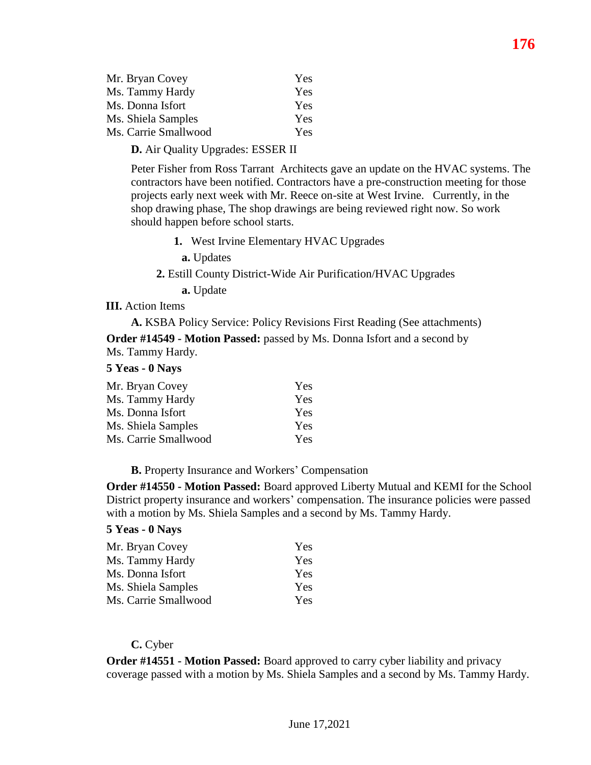| | |
|---|---|
| Mr. Bryan Covey | Yes |
| Ms. Tammy Hardy | Yes |
| Ms. Donna Isfort | Yes |
| Ms. Shiela Samples | Yes |
| Ms. Carrie Smallwood | Yes |

**D.** Air Quality Upgrades: ESSER II

Peter Fisher from Ross Tarrant Architects gave an update on the HVAC systems. The contractors have been notified. Contractors have a pre-construction meeting for those projects early next week with Mr. Reece on-site at West Irvine. Currently, in the shop drawing phase, The shop drawings are being reviewed right now. So work should happen before school starts.

**1.** West Irvine Elementary HVAC Upgrades

**a.** Updates

**2.** Estill County District-Wide Air Purification/HVAC Upgrades

**a.** Update

**III.** Action Items

**A.** KSBA Policy Service: Policy Revisions First Reading (See attachments)

**Order #14549 - Motion Passed:** passed by Ms. Donna Isfort and a second by Ms. Tammy Hardy.

**5 Yeas - 0 Nays**

| | |
|---|---|
| Mr. Bryan Covey | Yes |
| Ms. Tammy Hardy | Yes |
| Ms. Donna Isfort | Yes |
| Ms. Shiela Samples | Yes |
| Ms. Carrie Smallwood | Yes |

**B.** Property Insurance and Workers' Compensation

**Order #14550 - Motion Passed:** Board approved Liberty Mutual and KEMI for the School District property insurance and workers' compensation. The insurance policies were passed with a motion by Ms. Shiela Samples and a second by Ms. Tammy Hardy.

**5 Yeas - 0 Nays**

| | |
|---|---|
| Mr. Bryan Covey | Yes |
| Ms. Tammy Hardy | Yes |
| Ms. Donna Isfort | Yes |
| Ms. Shiela Samples | Yes |
| Ms. Carrie Smallwood | Yes |

**C.** Cyber

**Order #14551 - Motion Passed:** Board approved to carry cyber liability and privacy coverage passed with a motion by Ms. Shiela Samples and a second by Ms. Tammy Hardy.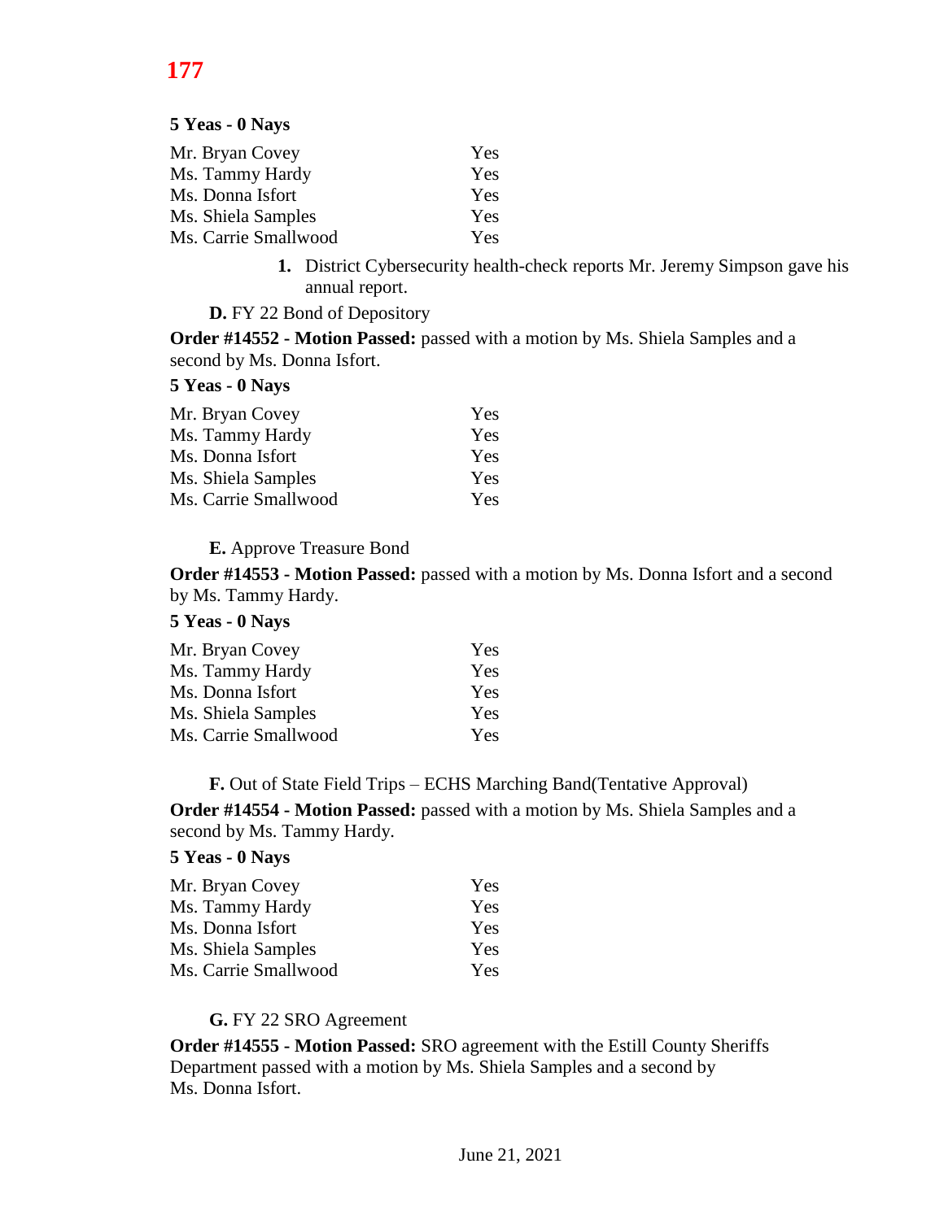**5 Yeas - 0 Nays**

| | |
|---|---|
| Mr. Bryan Covey | Yes |
| Ms. Tammy Hardy | Yes |
| Ms. Donna Isfort | Yes |
| Ms. Shiela Samples | Yes |
| Ms. Carrie Smallwood | Yes |

1. District Cybersecurity health-check reports Mr. Jeremy Simpson gave his annual report.

**D.** FY 22 Bond of Depository

**Order #14552 - Motion Passed:** passed with a motion by Ms. Shiela Samples and a second by Ms. Donna Isfort.

**5 Yeas - 0 Nays**

| | |
|---|---|
| Mr. Bryan Covey | Yes |
| Ms. Tammy Hardy | Yes |
| Ms. Donna Isfort | Yes |
| Ms. Shiela Samples | Yes |
| Ms. Carrie Smallwood | Yes |

**E.** Approve Treasure Bond

**Order #14553 - Motion Passed:** passed with a motion by Ms. Donna Isfort and a second by Ms. Tammy Hardy.

**5 Yeas - 0 Nays**

| | |
|---|---|
| Mr. Bryan Covey | Yes |
| Ms. Tammy Hardy | Yes |
| Ms. Donna Isfort | Yes |
| Ms. Shiela Samples | Yes |
| Ms. Carrie Smallwood | Yes |

**F.** Out of State Field Trips – ECHS Marching Band(Tentative Approval)

**Order #14554 - Motion Passed:** passed with a motion by Ms. Shiela Samples and a second by Ms. Tammy Hardy.

**5 Yeas - 0 Nays**

| | |
|---|---|
| Mr. Bryan Covey | Yes |
| Ms. Tammy Hardy | Yes |
| Ms. Donna Isfort | Yes |
| Ms. Shiela Samples | Yes |
| Ms. Carrie Smallwood | Yes |

**G.** FY 22 SRO Agreement

**Order #14555 - Motion Passed:** SRO agreement with the Estill County Sheriffs Department passed with a motion by Ms. Shiela Samples and a second by Ms. Donna Isfort.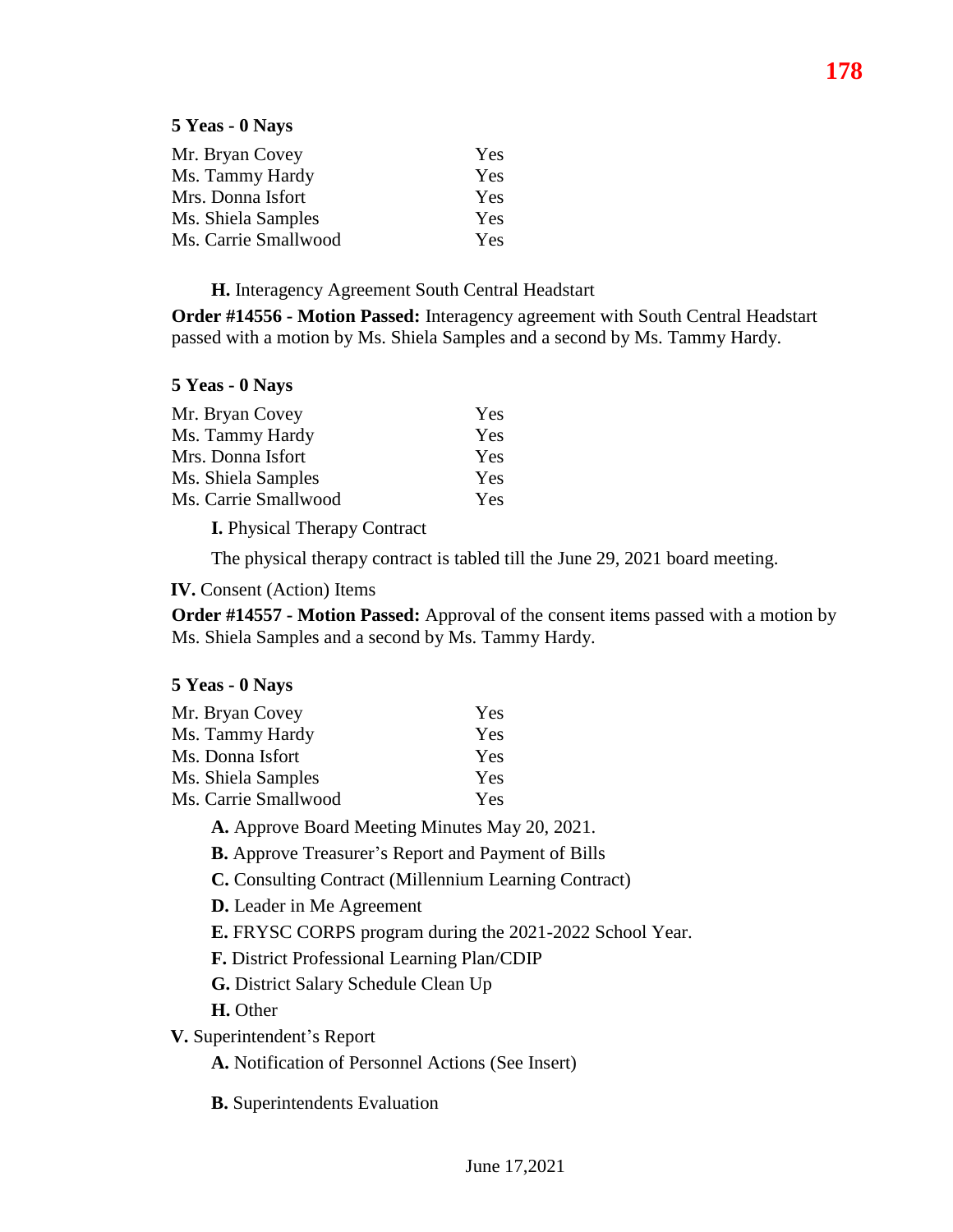**5 Yeas - 0 Nays**

| | |
|---|---|
| Mr. Bryan Covey | Yes |
| Ms. Tammy Hardy | Yes |
| Mrs. Donna Isfort | Yes |
| Ms. Shiela Samples | Yes |
| Ms. Carrie Smallwood | Yes |

**H.** Interagency Agreement South Central Headstart

**Order #14556 - Motion Passed:** Interagency agreement with South Central Headstart passed with a motion by Ms. Shiela Samples and a second by Ms. Tammy Hardy.

**5 Yeas - 0 Nays**

| | |
|---|---|
| Mr. Bryan Covey | Yes |
| Ms. Tammy Hardy | Yes |
| Mrs. Donna Isfort | Yes |
| Ms. Shiela Samples | Yes |
| Ms. Carrie Smallwood | Yes |

**I.** Physical Therapy Contract

The physical therapy contract is tabled till the June 29, 2021 board meeting.

**IV.** Consent (Action) Items

**Order #14557 - Motion Passed:** Approval of the consent items passed with a motion by Ms. Shiela Samples and a second by Ms. Tammy Hardy.

**5 Yeas - 0 Nays**

| | |
|---|---|
| Mr. Bryan Covey | Yes |
| Ms. Tammy Hardy | Yes |
| Ms. Donna Isfort | Yes |
| Ms. Shiela Samples | Yes |
| Ms. Carrie Smallwood | Yes |

**A.** Approve Board Meeting Minutes May 20, 2021.

**B.** Approve Treasurer's Report and Payment of Bills

**C.** Consulting Contract (Millennium Learning Contract)

**D.** Leader in Me Agreement

**E.** FRYSC CORPS program during the 2021-2022 School Year.

**F.** District Professional Learning Plan/CDIP

**G.** District Salary Schedule Clean Up

**H.** Other

**V.** Superintendent's Report

**A.** Notification of Personnel Actions (See Insert)

**B.** Superintendents Evaluation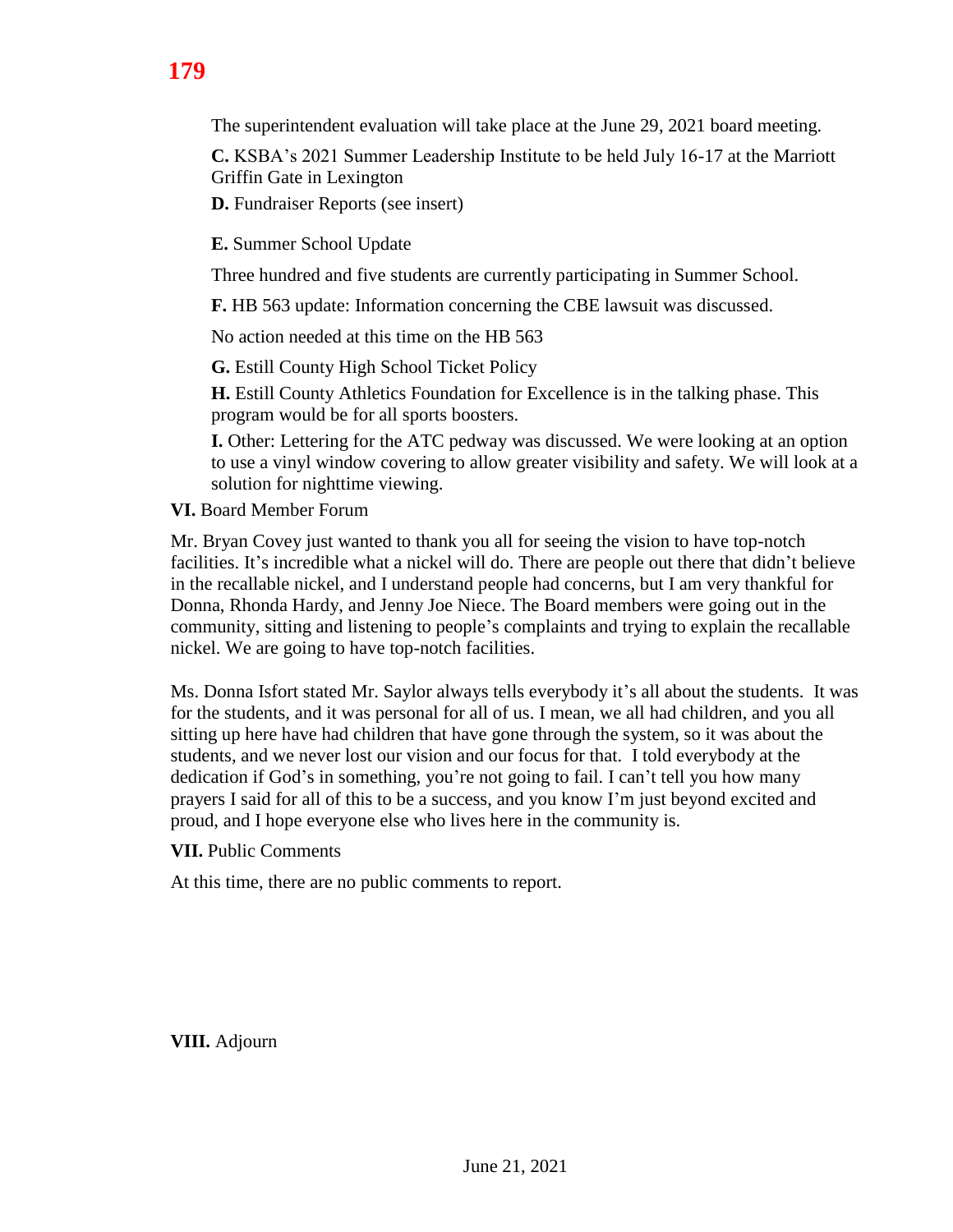The superintendent evaluation will take place at the June 29, 2021 board meeting.

**C.** KSBA's 2021 Summer Leadership Institute to be held July 16-17 at the Marriott Griffin Gate in Lexington

**D.** Fundraiser Reports (see insert)

**E.** Summer School Update

Three hundred and five students are currently participating in Summer School.

**F.** HB 563 update: Information concerning the CBE lawsuit was discussed.

No action needed at this time on the HB 563

**G.** Estill County High School Ticket Policy

**H.** Estill County Athletics Foundation for Excellence is in the talking phase. This program would be for all sports boosters.

**I.** Other: Lettering for the ATC pedway was discussed. We were looking at an option to use a vinyl window covering to allow greater visibility and safety. We will look at a solution for nighttime viewing.

**VI.** Board Member Forum

Mr. Bryan Covey just wanted to thank you all for seeing the vision to have top-notch facilities. It's incredible what a nickel will do. There are people out there that didn't believe in the recallable nickel, and I understand people had concerns, but I am very thankful for Donna, Rhonda Hardy, and Jenny Joe Niece. The Board members were going out in the community, sitting and listening to people's complaints and trying to explain the recallable nickel. We are going to have top-notch facilities.

Ms. Donna Isfort stated Mr. Saylor always tells everybody it's all about the students. It was for the students, and it was personal for all of us. I mean, we all had children, and you all sitting up here have had children that have gone through the system, so it was about the students, and we never lost our vision and our focus for that. I told everybody at the dedication if God's in something, you're not going to fail. I can't tell you how many prayers I said for all of this to be a success, and you know I'm just beyond excited and proud, and I hope everyone else who lives here in the community is.

**VII.** Public Comments

At this time, there are no public comments to report.

**VIII.** Adjourn

June 21, 2021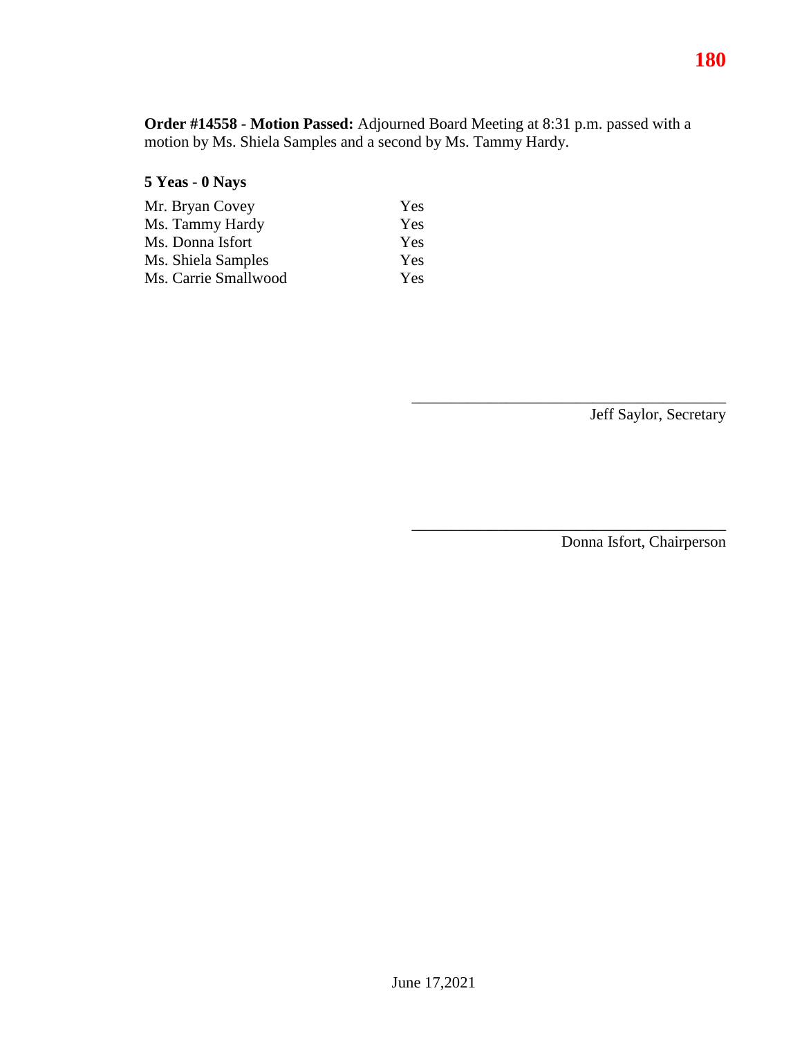**Order #14558 - Motion Passed:** Adjourned Board Meeting at 8:31 p.m. passed with a motion by Ms. Shiela Samples and a second by Ms. Tammy Hardy.

**5 Yeas - 0 Nays**

| | |
|---|---|
| Mr. Bryan Covey | Yes |
| Ms. Tammy Hardy | Yes |
| Ms. Donna Isfort | Yes |
| Ms. Shiela Samples | Yes |
| Ms. Carrie Smallwood | Yes |

\_\_\_\_\_\_\_\_\_\_\_\_\_\_\_\_\_\_\_\_\_\_\_\_\_\_\_\_\_\_\_\_\_\_\_\_\_\_\_\_

Jeff Saylor, Secretary

\_\_\_\_\_\_\_\_\_\_\_\_\_\_\_\_\_\_\_\_\_\_\_\_\_\_\_\_\_\_\_\_\_\_\_\_\_\_\_\_

Donna Isfort, Chairperson